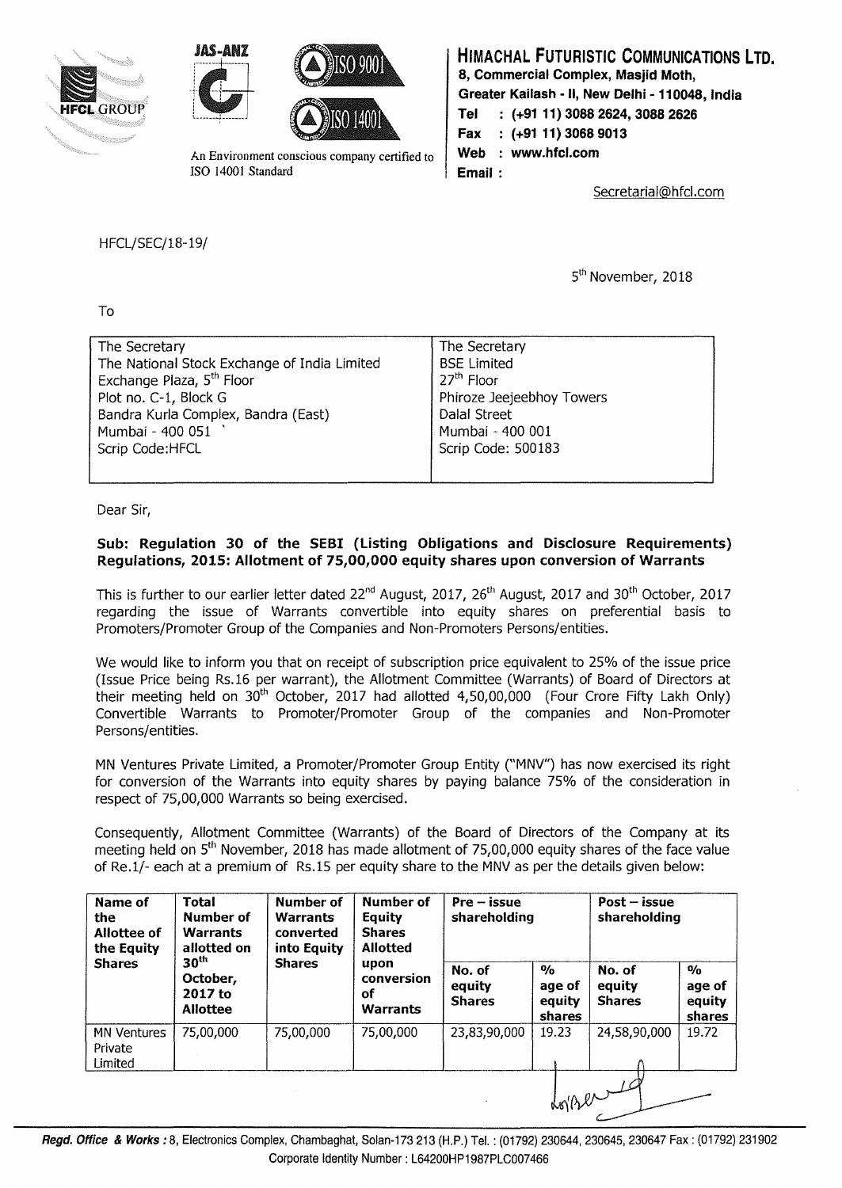JAS-ANZ

ISO 9001

ISO 14001

An Environment conscious company certified to ISO 14001 Standard

**HIMACHAL FUTURISTIC COMMUNICATIONS LTD.**
**8, Commercial Complex, Masjid Moth,**
**Greater Kailash - II, New Delhi - 110048, India**
**Tel : (+91 11) 3088 2624, 3088 2626**
**Fax : (+91 11) 3068 9013**
**Web : www.hfcl.com**
**Email :** Secretarial@hfcl.com

HFCL/SEC/18-19/

5th November, 2018

To

| The Secretary<br>The National Stock Exchange of India Limited<br>Exchange Plaza, 5th Floor<br>Plot no. C-1, Block G<br>Bandra Kurla Complex, Bandra (East)<br>Mumbai - 400 051<br>Scrip Code:HFCL | The Secretary<br>BSE Limited<br>27th Floor<br>Phiroze Jeejeebhoy Towers<br>Dalal Street<br>Mumbai - 400 001<br>Scrip Code: 500183 |
|---|---|

Dear Sir,

**Sub: Regulation 30 of the SEBI (Listing Obligations and Disclosure Requirements) Regulations, 2015: Allotment of 75,00,000 equity shares upon conversion of Warrants**

This is further to our earlier letter dated 22nd August, 2017, 26th August, 2017 and 30th October, 2017 regarding the issue of Warrants convertible into equity shares on preferential basis to Promoters/Promoter Group of the Companies and Non-Promoters Persons/entities.

We would like to inform you that on receipt of subscription price equivalent to 25% of the issue price (Issue Price being Rs.16 per warrant), the Allotment Committee (Warrants) of Board of Directors at their meeting held on 30th October, 2017 had allotted 4,50,00,000 (Four Crore Fifty Lakh Only) Convertible Warrants to Promoter/Promoter Group of the companies and Non-Promoter Persons/entities.

MN Ventures Private Limited, a Promoter/Promoter Group Entity ("MNV") has now exercised its right for conversion of the Warrants into equity shares by paying balance 75% of the consideration in respect of 75,00,000 Warrants so being exercised.

Consequently, Allotment Committee (Warrants) of the Board of Directors of the Company at its meeting held on 5th November, 2018 has made allotment of 75,00,000 equity shares of the face value of Re.1/- each at a premium of Rs.15 per equity share to the MNV as per the details given below:

| Name of the Allottee of the Equity Shares | Total Number of Warrants allotted on 30th October, 2017 to Allottee | Number of Warrants converted into Equity Shares | Number of Equity Shares Allotted upon conversion of Warrants | Pre – issue shareholding | | Post – issue shareholding | |
|---|---|---|---|---|---|---|---|
| | | | | No. of equity Shares | % age of equity shares | No. of equity Shares | % age of equity shares |
| MN Ventures Private Limited | 75,00,000 | 75,00,000 | 75,00,000 | 23,83,90,000 | 19.23 | 24,58,90,000 | 19.72 |

**Regd. Office & Works :** 8, Electronics Complex, Chambaghat, Solan-173 213 (H.P.) Tel. : (01792) 230644, 230645, 230647 Fax : (01792) 231902
Corporate Identity Number : L64200HP1987PLC007466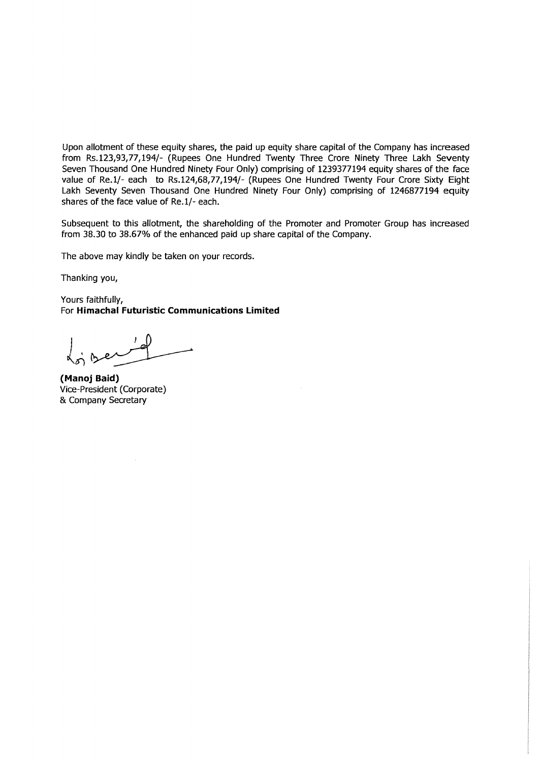Upon allotment of these equity shares, the paid up equity share capital of the Company has increased from Rs.123,93,77,194/- (Rupees One Hundred Twenty Three Crore Ninety Three Lakh Seventy Seven Thousand One Hundred Ninety Four Only) comprising of 1239377194 equity shares of the face value of Re.1/- each to Rs.124,68,77,194/- (Rupees One Hundred Twenty Four Crore Sixty Eight Lakh Seventy Seven Thousand One Hundred Ninety Four Only) comprising of 1246877194 equity shares of the face value of Re.1/- each.

Subsequent to this allotment, the shareholding of the Promoter and Promoter Group has increased from 38.30 to 38.67% of the enhanced paid up share capital of the Company.

The above may kindly be taken on your records.

Thanking you,

Yours faithfully,
For **Himachal Futuristic Communications Limited**

**(Manoj Baid)**
Vice-President (Corporate)
& Company Secretary